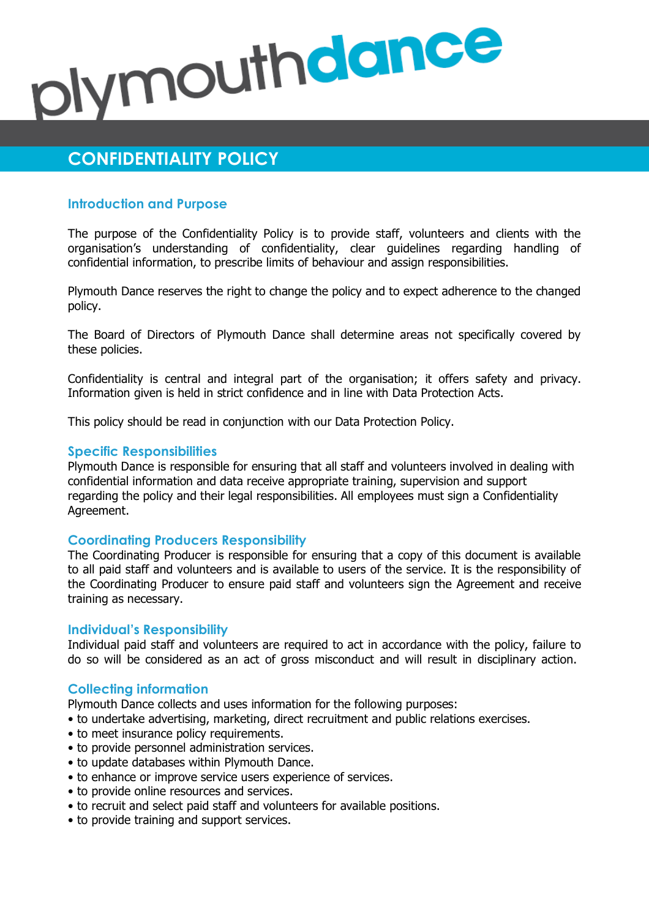# CONFIDENTIALITY POLICY

## Introduction and Purpose

The purpose of the Confidentiality Policy is to provide staff, volunteers and clients with the organisation's understanding of confidentiality, clear guidelines regarding handling of confidential information, to prescribe limits of behaviour and assign responsibilities.

Plymouth Dance reserves the right to change the policy and to expect adherence to the changed policy.

The Board of Directors of Plymouth Dance shall determine areas not specifically covered by these policies.

Confidentiality is central and integral part of the organisation; it offers safety and privacy. Information given is held in strict confidence and in line with Data Protection Acts.

This policy should be read in conjunction with our Data Protection Policy.

## Specific Responsibilities

Plymouth Dance is responsible for ensuring that all staff and volunteers involved in dealing with confidential information and data receive appropriate training, supervision and support regarding the policy and their legal responsibilities. All employees must sign a Confidentiality Agreement.

## Coordinating Producers Responsibility

The Coordinating Producer is responsible for ensuring that a copy of this document is available to all paid staff and volunteers and is available to users of the service. It is the responsibility of the Coordinating Producer to ensure paid staff and volunteers sign the Agreement and receive training as necessary.

## Individual's Responsibility

Individual paid staff and volunteers are required to act in accordance with the policy, failure to do so will be considered as an act of gross misconduct and will result in disciplinary action.

## Collecting information

Plymouth Dance collects and uses information for the following purposes:

- to undertake advertising, marketing, direct recruitment and public relations exercises.
- to meet insurance policy requirements.
- to provide personnel administration services.
- to update databases within Plymouth Dance.
- to enhance or improve service users experience of services.
- to provide online resources and services.
- to recruit and select paid staff and volunteers for available positions.
- to provide training and support services.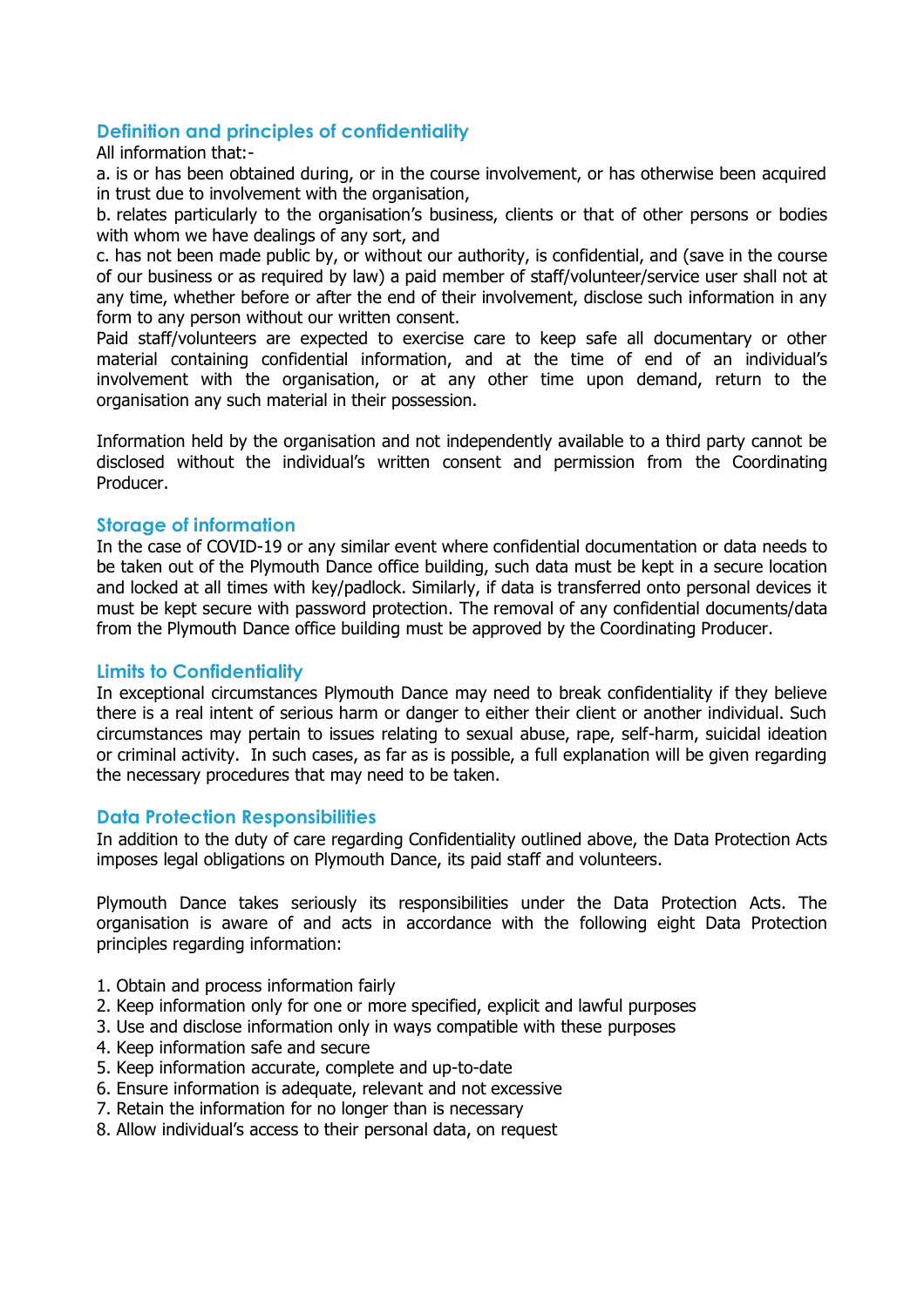## Definition and principles of confidentiality

All information that:-

a. is or has been obtained during, or in the course involvement, or has otherwise been acquired in trust due to involvement with the organisation,

b. relates particularly to the organisation's business, clients or that of other persons or bodies with whom we have dealings of any sort, and

c. has not been made public by, or without our authority, is confidential, and (save in the course of our business or as required by law) a paid member of staff/volunteer/service user shall not at any time, whether before or after the end of their involvement, disclose such information in any form to any person without our written consent.

Paid staff/volunteers are expected to exercise care to keep safe all documentary or other material containing confidential information, and at the time of end of an individual's involvement with the organisation, or at any other time upon demand, return to the organisation any such material in their possession.

Information held by the organisation and not independently available to a third party cannot be disclosed without the individual's written consent and permission from the Coordinating Producer.

## Storage of information

In the case of COVID-19 or any similar event where confidential documentation or data needs to be taken out of the Plymouth Dance office building, such data must be kept in a secure location and locked at all times with key/padlock. Similarly, if data is transferred onto personal devices it must be kept secure with password protection. The removal of any confidential documents/data from the Plymouth Dance office building must be approved by the Coordinating Producer.

## Limits to Confidentiality

In exceptional circumstances Plymouth Dance may need to break confidentiality if they believe there is a real intent of serious harm or danger to either their client or another individual. Such circumstances may pertain to issues relating to sexual abuse, rape, self-harm, suicidal ideation or criminal activity. In such cases, as far as is possible, a full explanation will be given regarding the necessary procedures that may need to be taken.

## Data Protection Responsibilities

In addition to the duty of care regarding Confidentiality outlined above, the Data Protection Acts imposes legal obligations on Plymouth Dance, its paid staff and volunteers.

Plymouth Dance takes seriously its responsibilities under the Data Protection Acts. The organisation is aware of and acts in accordance with the following eight Data Protection principles regarding information:

1. Obtain and process information fairly
2. Keep information only for one or more specified, explicit and lawful purposes
3. Use and disclose information only in ways compatible with these purposes
4. Keep information safe and secure
5. Keep information accurate, complete and up-to-date
6. Ensure information is adequate, relevant and not excessive
7. Retain the information for no longer than is necessary
8. Allow individual's access to their personal data, on request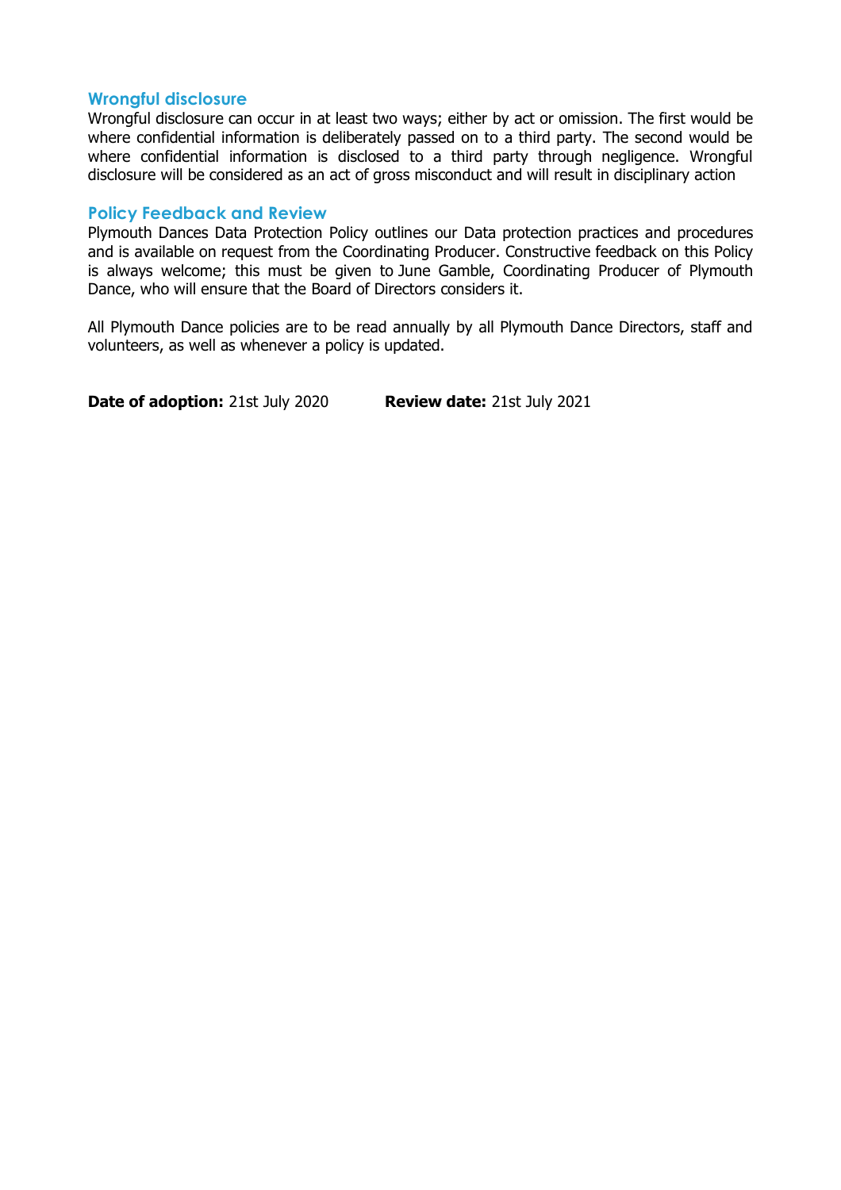## Wrongful disclosure

Wrongful disclosure can occur in at least two ways; either by act or omission. The first would be where confidential information is deliberately passed on to a third party. The second would be where confidential information is disclosed to a third party through negligence. Wrongful disclosure will be considered as an act of gross misconduct and will result in disciplinary action

## Policy Feedback and Review

Plymouth Dances Data Protection Policy outlines our Data protection practices and procedures and is available on request from the Coordinating Producer. Constructive feedback on this Policy is always welcome; this must be given to June Gamble, Coordinating Producer of Plymouth Dance, who will ensure that the Board of Directors considers it.

All Plymouth Dance policies are to be read annually by all Plymouth Dance Directors, staff and volunteers, as well as whenever a policy is updated.

**Date of adoption:** 21st July 2020 **Review date:** 21st July 2021